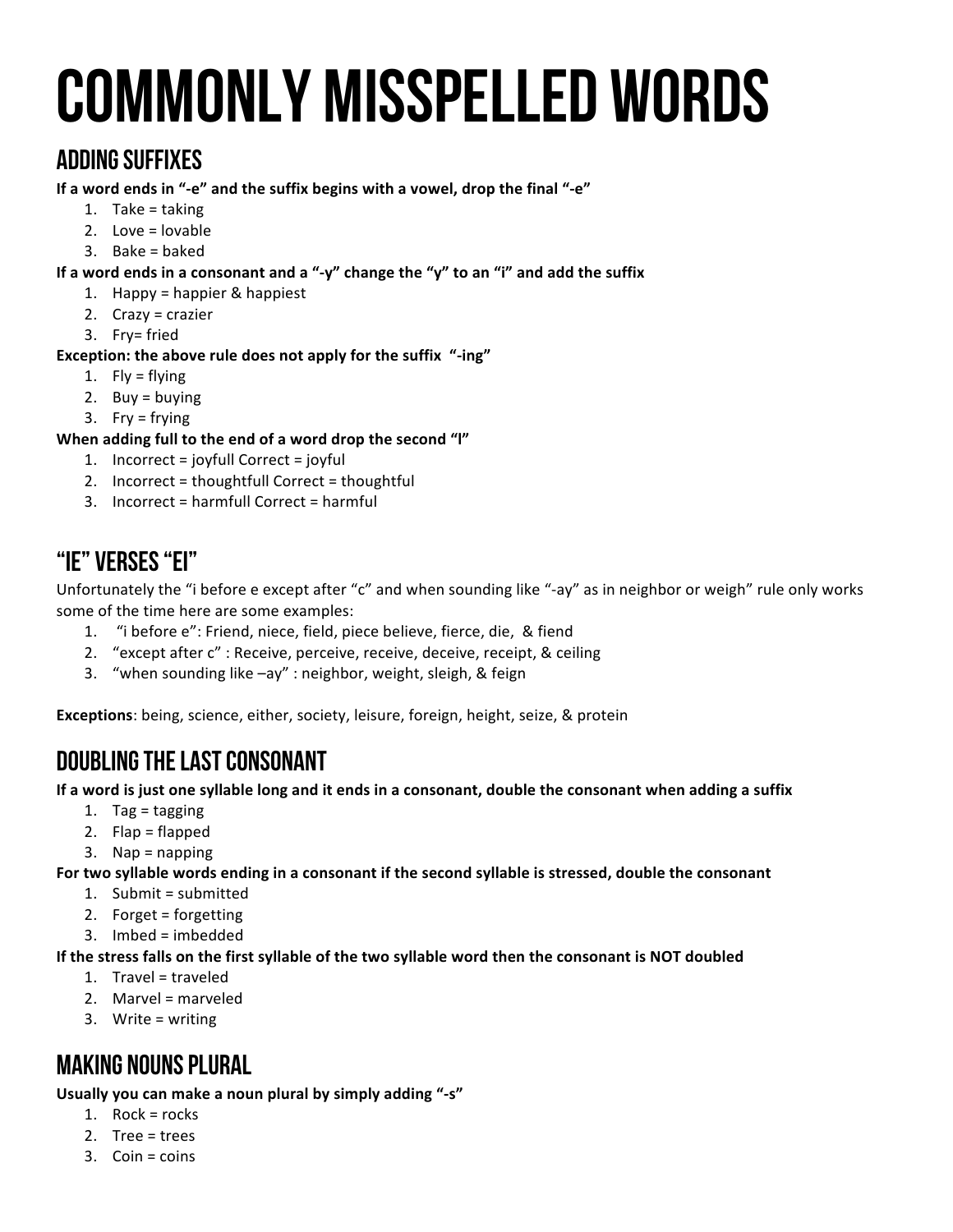# COMMONLY MISSPELLED WORDS

## ADDING SUFFIXES

**If a word ends in "-e" and the suffix begins with a vowel, drop the final "-e"**

1. Take = taking
2. Love = lovable
3. Bake = baked

**If a word ends in a consonant and a "-y" change the "y" to an "i" and add the suffix**

1. Happy = happier & happiest
2. Crazy = crazier
3. Fry= fried

**Exception: the above rule does not apply for the suffix "-ing"**

1. Fly = flying
2. Buy = buying
3. Fry = frying

**When adding full to the end of a word drop the second "l"**

1. Incorrect = joyfull Correct = joyful
2. Incorrect = thoughtfull Correct = thoughtful
3. Incorrect = harmfull Correct = harmful

## "IE" VERSES "EI"

Unfortunately the "i before e except after "c" and when sounding like "-ay" as in neighbor or weigh" rule only works some of the time here are some examples:

1. "i before e": Friend, niece, field, piece believe, fierce, die, & fiend
2. "except after c" : Receive, perceive, receive, deceive, receipt, & ceiling
3. "when sounding like –ay" : neighbor, weight, sleigh, & feign

**Exceptions**: being, science, either, society, leisure, foreign, height, seize, & protein

## DOUBLING THE LAST CONSONANT

**If a word is just one syllable long and it ends in a consonant, double the consonant when adding a suffix**

1. Tag = tagging
2. Flap = flapped
3. Nap = napping

**For two syllable words ending in a consonant if the second syllable is stressed, double the consonant**

1. Submit = submitted
2. Forget = forgetting
3. Imbed = imbedded

**If the stress falls on the first syllable of the two syllable word then the consonant is NOT doubled**

1. Travel = traveled
2. Marvel = marveled
3. Write = writing

## MAKING NOUNS PLURAL

**Usually you can make a noun plural by simply adding "-s"**

1. Rock = rocks
2. Tree = trees
3. Coin = coins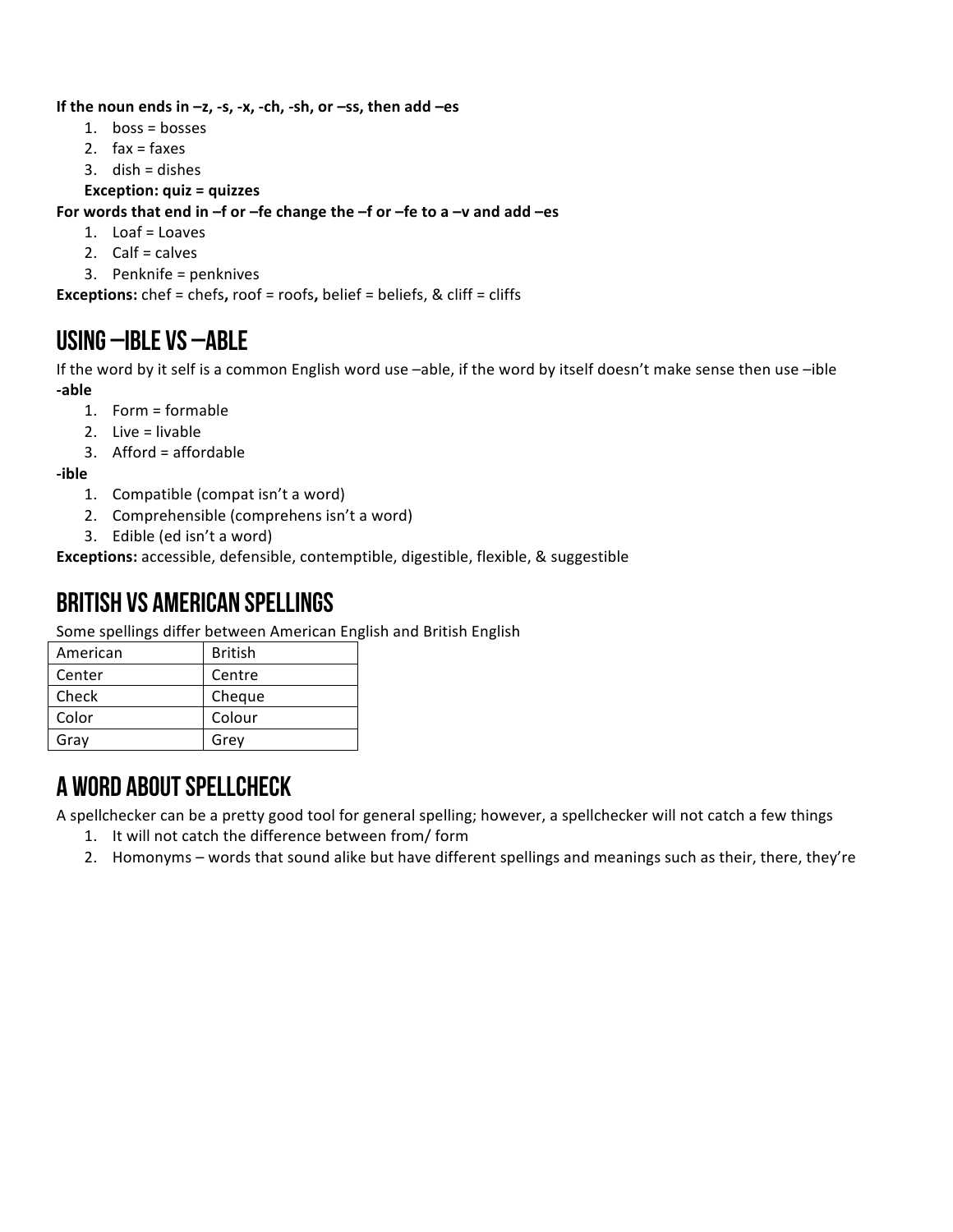**If the noun ends in –z, -s, -x, -ch, -sh, or –ss, then add –es**

1. boss = bosses
2. fax = faxes
3. dish = dishes

   **Exception: quiz = quizzes**

**For words that end in –f or –fe change the –f or –fe to a –v and add –es**

1. Loaf = Loaves
2. Calf = calves
3. Penknife = penknives

**Exceptions:** chef = chefs**,** roof = roofs**,** belief = beliefs, & cliff = cliffs

## Using –ible vs –able

If the word by it self is a common English word use –able, if the word by itself doesn't make sense then use –ible

**-able**

1. Form = formable
2. Live = livable
3. Afford = affordable

**-ible**

1. Compatible (compat isn't a word)
2. Comprehensible (comprehens isn't a word)
3. Edible (ed isn't a word)

**Exceptions:** accessible, defensible, contemptible, digestible, flexible, & suggestible

## British vs American Spellings

Some spellings differ between American English and British English

| American | British |
|---|---|
| Center | Centre |
| Check | Cheque |
| Color | Colour |
| Gray | Grey |

## A Word About Spellcheck

A spellchecker can be a pretty good tool for general spelling; however, a spellchecker will not catch a few things

1. It will not catch the difference between from/ form
2. Homonyms – words that sound alike but have different spellings and meanings such as their, there, they're